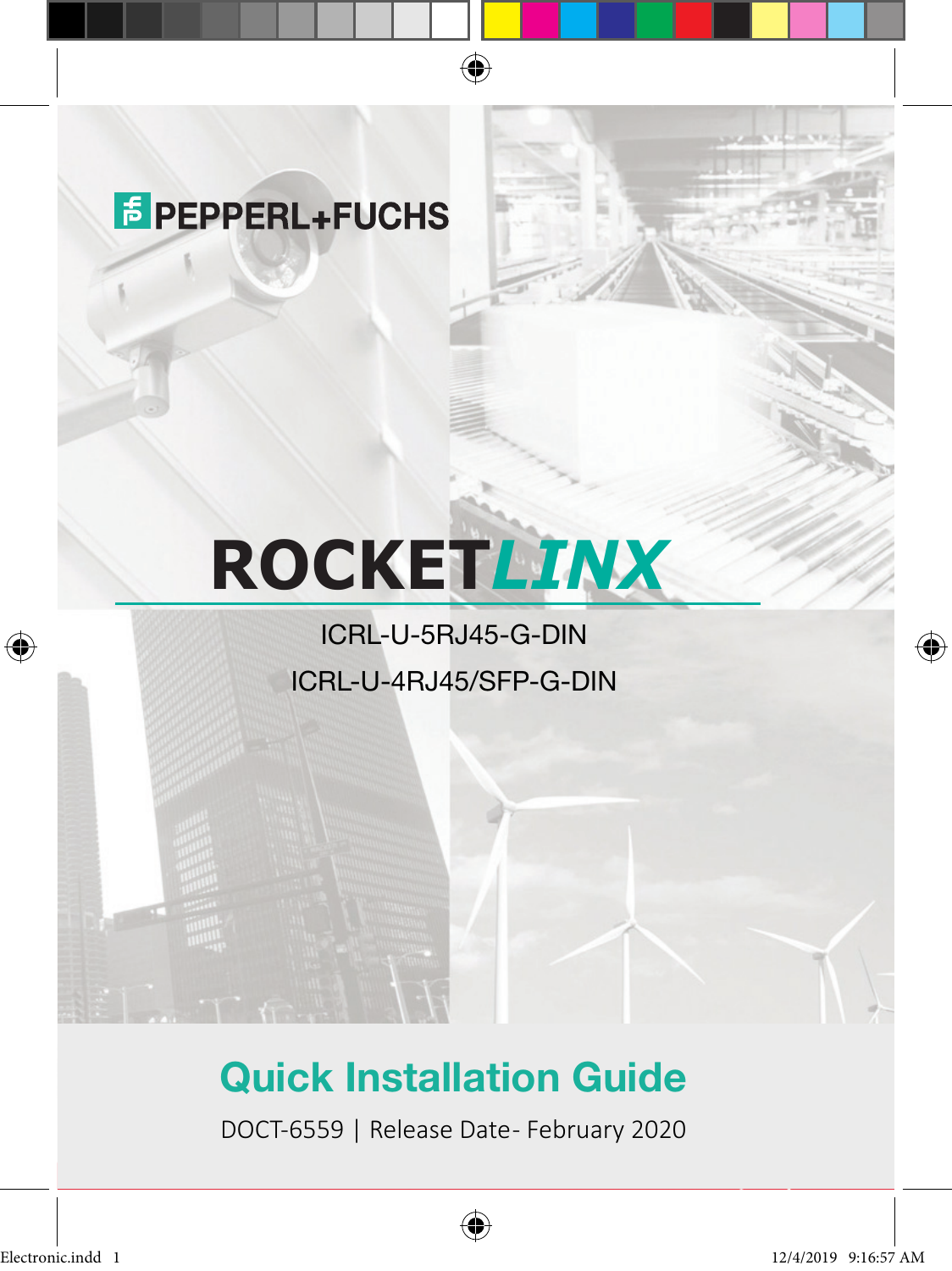PEPPERL+FUCHS

# ROCKET*LINX*

ICRL-U-5RJ45-G-DIN

ICRL-U-4RJ45/SFP-G-DIN

## Quick Installation Guide

DOCT-6559 | Release Date- February 2020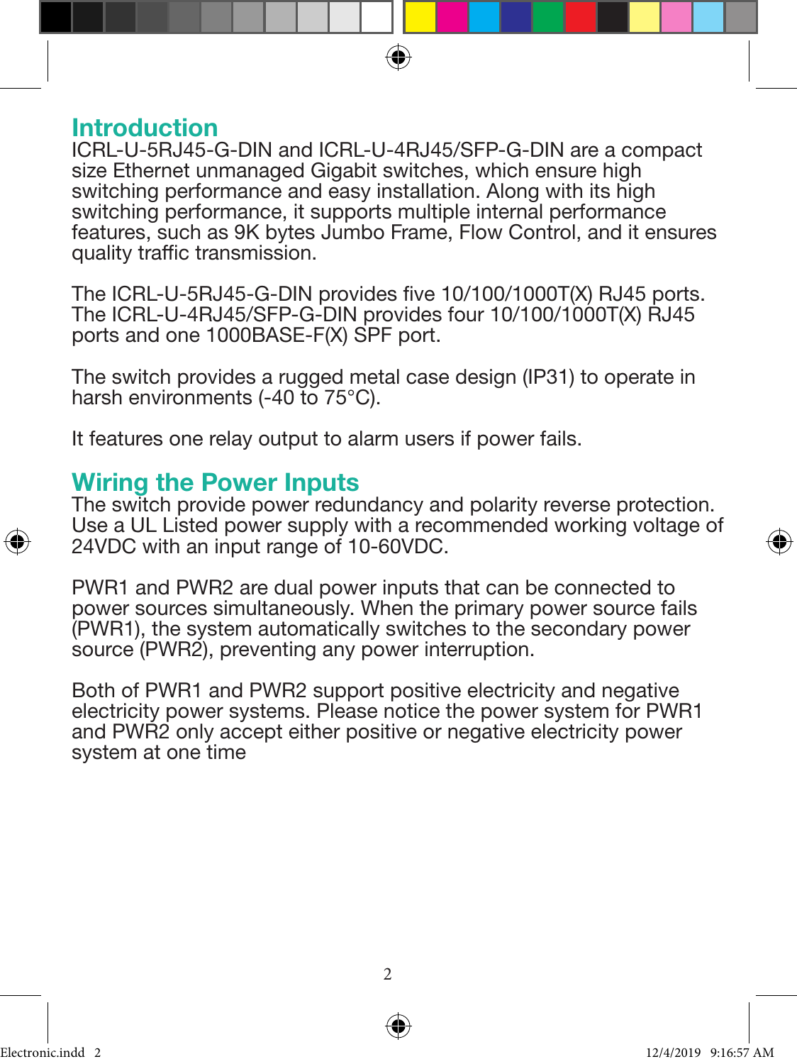## Introduction

ICRL-U-5RJ45-G-DIN and ICRL-U-4RJ45/SFP-G-DIN are a compact size Ethernet unmanaged Gigabit switches, which ensure high switching performance and easy installation. Along with its high switching performance, it supports multiple internal performance features, such as 9K bytes Jumbo Frame, Flow Control, and it ensures quality traffic transmission.

The ICRL-U-5RJ45-G-DIN provides five 10/100/1000T(X) RJ45 ports. The ICRL-U-4RJ45/SFP-G-DIN provides four 10/100/1000T(X) RJ45 ports and one 1000BASE-F(X) SPF port.

The switch provides a rugged metal case design (IP31) to operate in harsh environments (-40 to 75°C).

It features one relay output to alarm users if power fails.

## Wiring the Power Inputs

The switch provide power redundancy and polarity reverse protection. Use a UL Listed power supply with a recommended working voltage of 24VDC with an input range of 10-60VDC.

PWR1 and PWR2 are dual power inputs that can be connected to power sources simultaneously. When the primary power source fails (PWR1), the system automatically switches to the secondary power source (PWR2), preventing any power interruption.

Both of PWR1 and PWR2 support positive electricity and negative electricity power systems. Please notice the power system for PWR1 and PWR2 only accept either positive or negative electricity power system at one time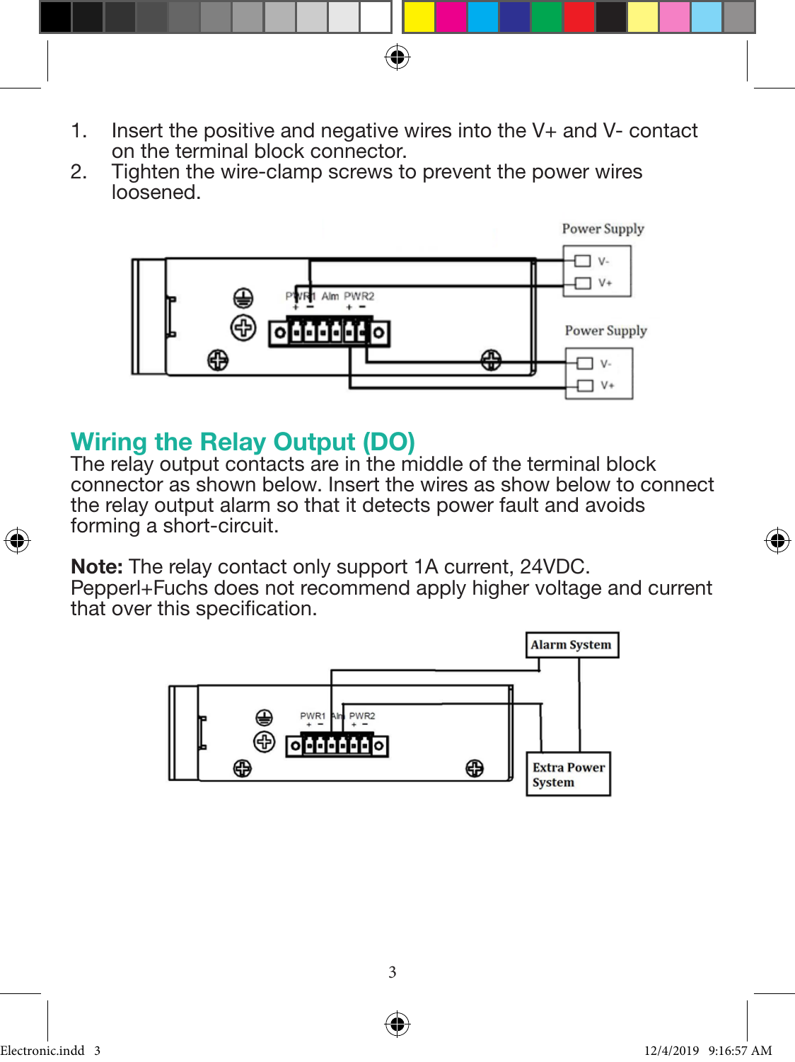1. Insert the positive and negative wires into the V+ and V- contact on the terminal block connector.
2. Tighten the wire-clamp screws to prevent the power wires loosened.

## Wiring the Relay Output (DO)

The relay output contacts are in the middle of the terminal block connector as shown below. Insert the wires as show below to connect the relay output alarm so that it detects power fault and avoids forming a short-circuit.

**Note:** The relay contact only support 1A current, 24VDC. Pepperl+Fuchs does not recommend apply higher voltage and current that over this specification.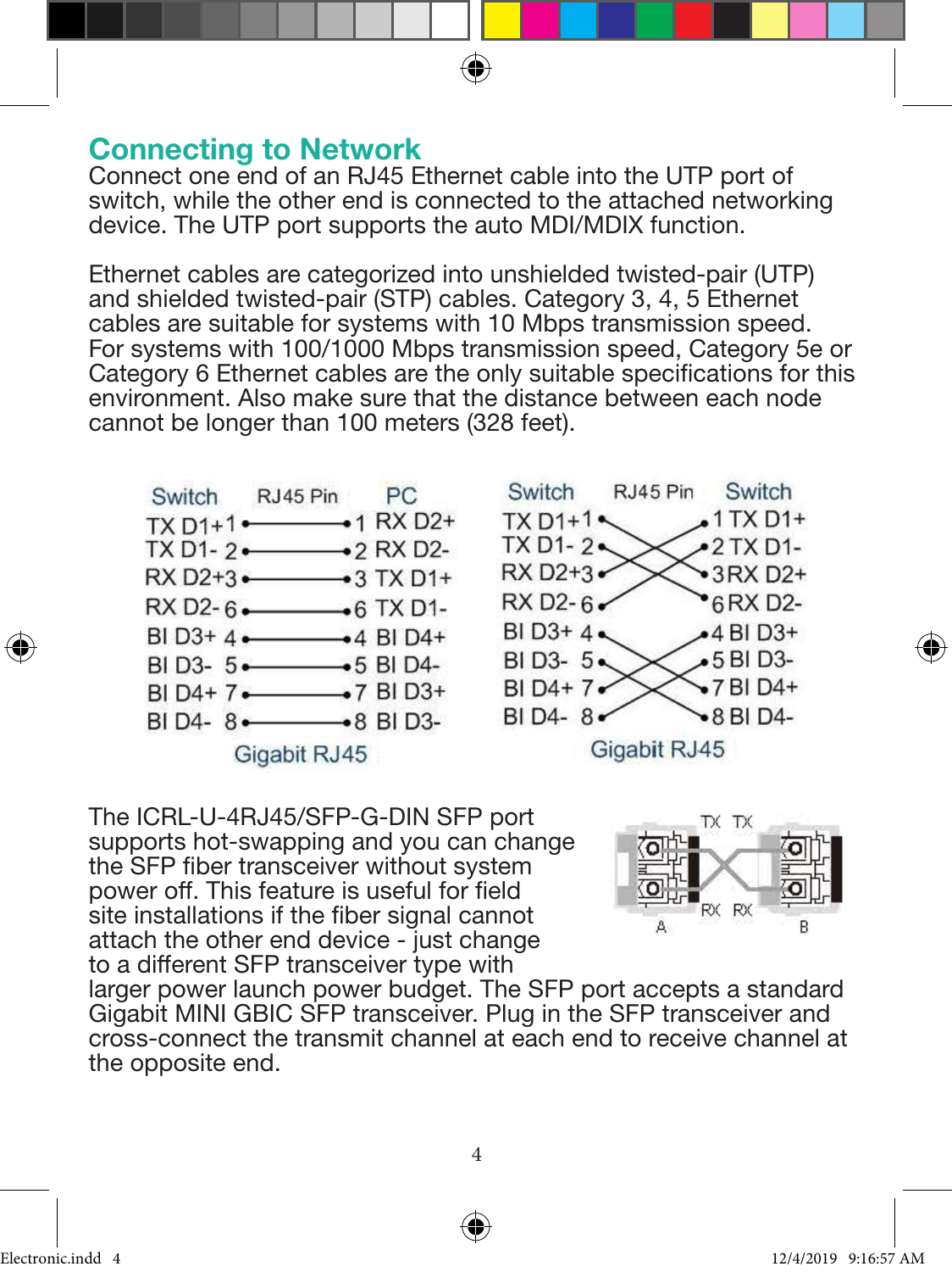## Connecting to Network

Connect one end of an RJ45 Ethernet cable into the UTP port of switch, while the other end is connected to the attached networking device. The UTP port supports the auto MDI/MDIX function.

Ethernet cables are categorized into unshielded twisted-pair (UTP) and shielded twisted-pair (STP) cables. Category 3, 4, 5 Ethernet cables are suitable for systems with 10 Mbps transmission speed. For systems with 100/1000 Mbps transmission speed, Category 5e or Category 6 Ethernet cables are the only suitable specifications for this environment. Also make sure that the distance between each node cannot be longer than 100 meters (328 feet).

| Switch | RJ45 Pin | PC |
|---|---|---|
| TX D1+ | 1 — 1 | RX D2+ |
| TX D1- | 2 — 2 | RX D2- |
| RX D2+ | 3 — 3 | TX D1+ |
| RX D2- | 6 — 6 | TX D1- |
| BI D3+ | 4 — 4 | BI D4+ |
| BI D3- | 5 — 5 | BI D4- |
| BI D4+ | 7 — 7 | BI D3+ |
| BI D4- | 8 — 8 | BI D3- |

Gigabit RJ45

| Switch | RJ45 Pin | Switch |
|---|---|---|
| TX D1+ | 1 — 1 | TX D1+ |
| TX D1- | 2 — 2 | TX D1- |
| RX D2+ | 3 — 3 | RX D2+ |
| RX D2- | 6 — 6 | RX D2- |
| BI D3+ | 4 — 4 | BI D3+ |
| BI D3- | 5 — 5 | BI D3- |
| BI D4+ | 7 — 7 | BI D4+ |
| BI D4- | 8 — 8 | BI D4- |

Gigabit RJ45

The ICRL-U-4RJ45/SFP-G-DIN SFP port supports hot-swapping and you can change the SFP fiber transceiver without system power off. This feature is useful for field site installations if the fiber signal cannot attach the other end device - just change to a different SFP transceiver type with larger power launch power budget. The SFP port accepts a standard Gigabit MINI GBIC SFP transceiver. Plug in the SFP transceiver and cross-connect the transmit channel at each end to receive channel at the opposite end.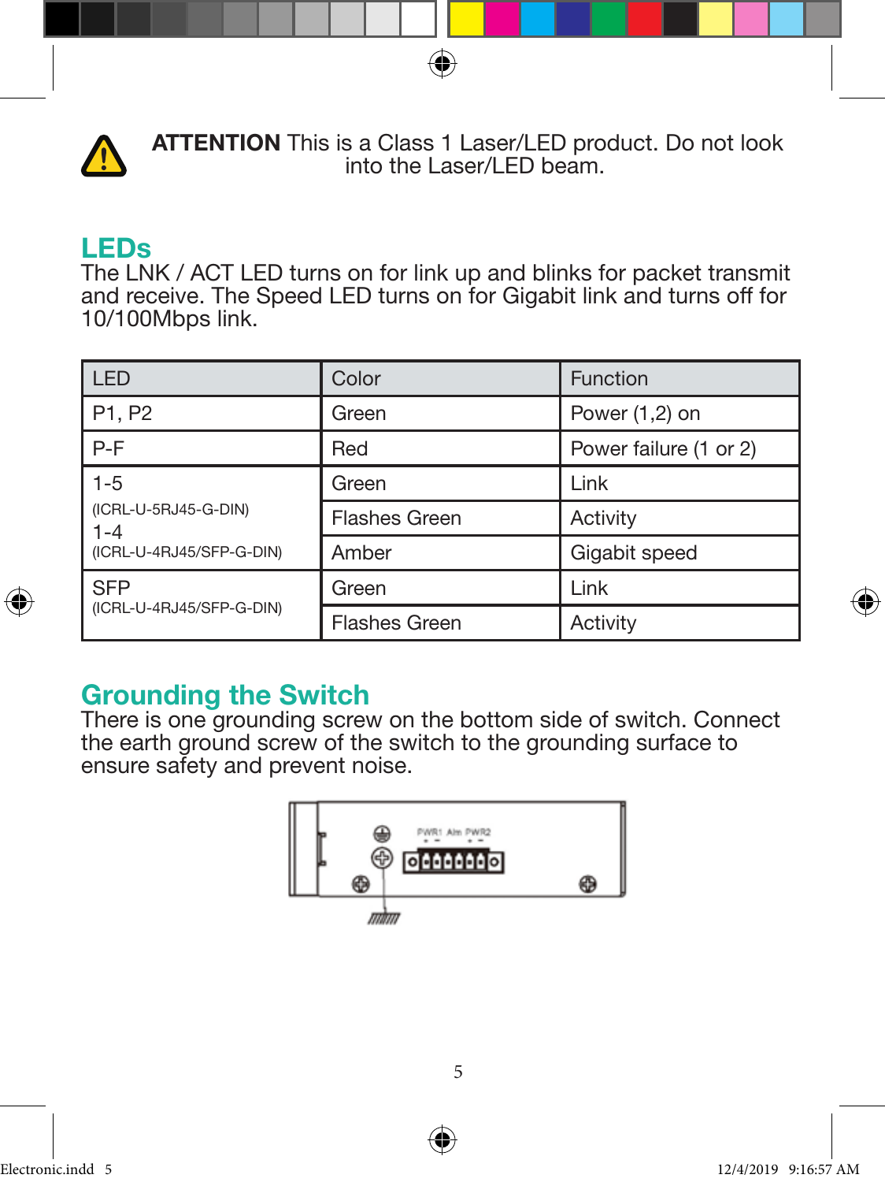**ATTENTION** This is a Class 1 Laser/LED product. Do not look into the Laser/LED beam.

## LEDs

The LNK / ACT LED turns on for link up and blinks for packet transmit and receive. The Speed LED turns on for Gigabit link and turns off for 10/100Mbps link.

| LED | Color | Function |
|---|---|---|
| P1, P2 | Green | Power (1,2) on |
| P-F | Red | Power failure (1 or 2) |
| 1-5 (ICRL-U-5RJ45-G-DIN) 1-4 (ICRL-U-4RJ45/SFP-G-DIN) | Green | Link |
| | Flashes Green | Activity |
| | Amber | Gigabit speed |
| SFP (ICRL-U-4RJ45/SFP-G-DIN) | Green | Link |
| | Flashes Green | Activity |

## Grounding the Switch

There is one grounding screw on the bottom side of switch. Connect the earth ground screw of the switch to the grounding surface to ensure safety and prevent noise.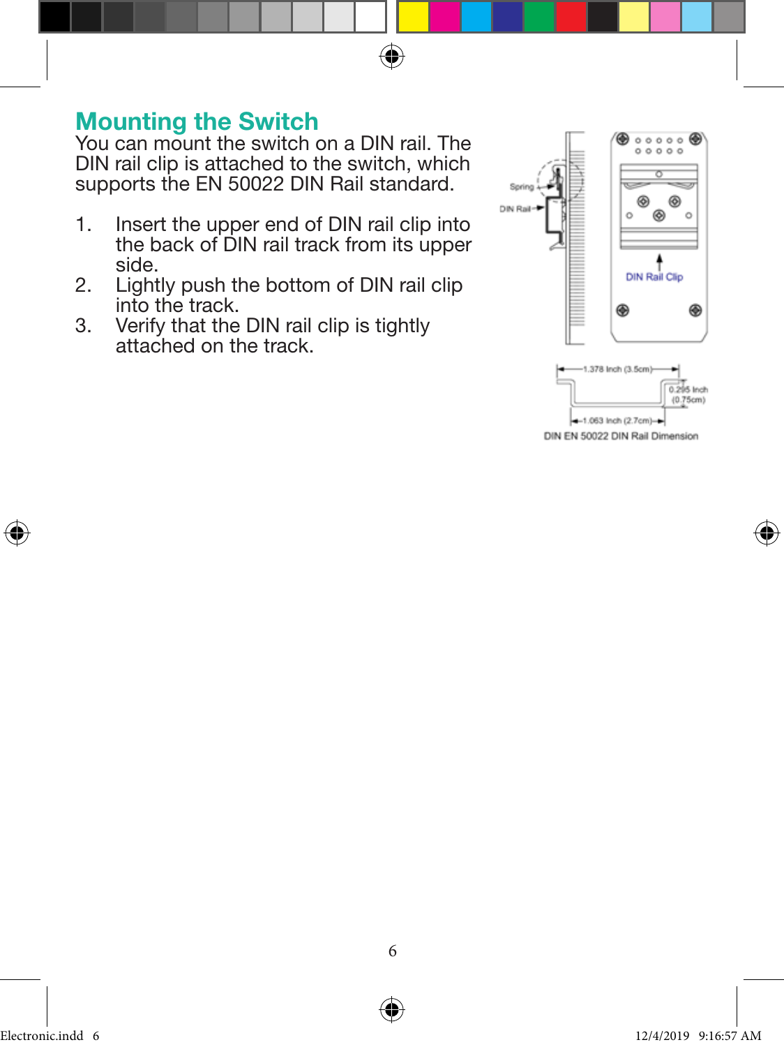## Mounting the Switch

You can mount the switch on a DIN rail. The DIN rail clip is attached to the switch, which supports the EN 50022 DIN Rail standard.

1. Insert the upper end of DIN rail clip into the back of DIN rail track from its upper side.
2. Lightly push the bottom of DIN rail clip into the track.
3. Verify that the DIN rail clip is tightly attached on the track.

Spring

DIN Rail

DIN Rail Clip

1.378 Inch (3.5cm)

0.295 Inch (0.75cm)

1.063 Inch (2.7cm)

DIN EN 50022 DIN Rail Dimension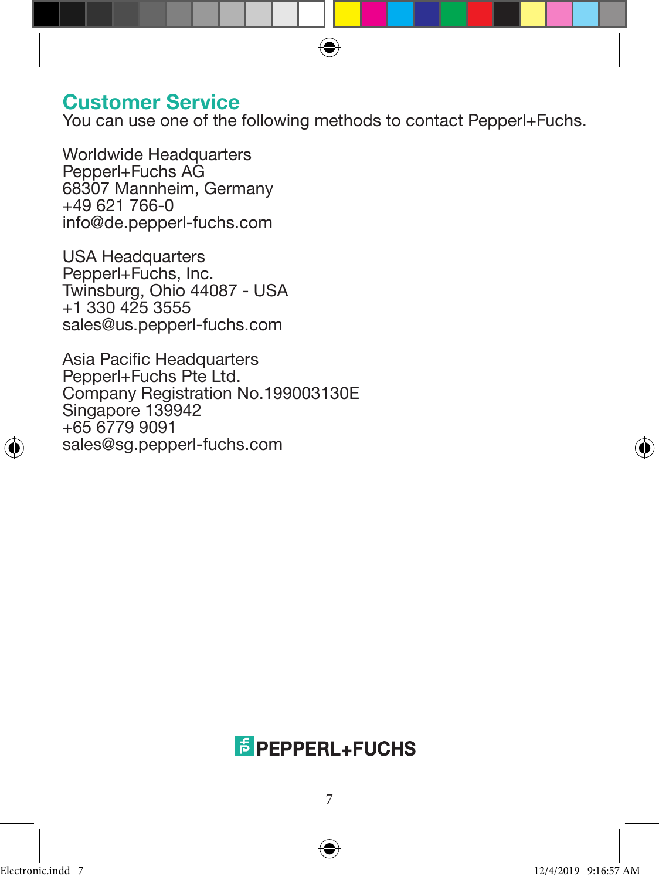## Customer Service

You can use one of the following methods to contact Pepperl+Fuchs.

Worldwide Headquarters
Pepperl+Fuchs AG
68307 Mannheim, Germany
+49 621 766-0
info@de.pepperl-fuchs.com

USA Headquarters
Pepperl+Fuchs, Inc.
Twinsburg, Ohio 44087 - USA
+1 330 425 3555
sales@us.pepperl-fuchs.com

Asia Pacific Headquarters
Pepperl+Fuchs Pte Ltd.
Company Registration No.199003130E
Singapore 139942
+65 6779 9091
sales@sg.pepperl-fuchs.com

PEPPERL+FUCHS